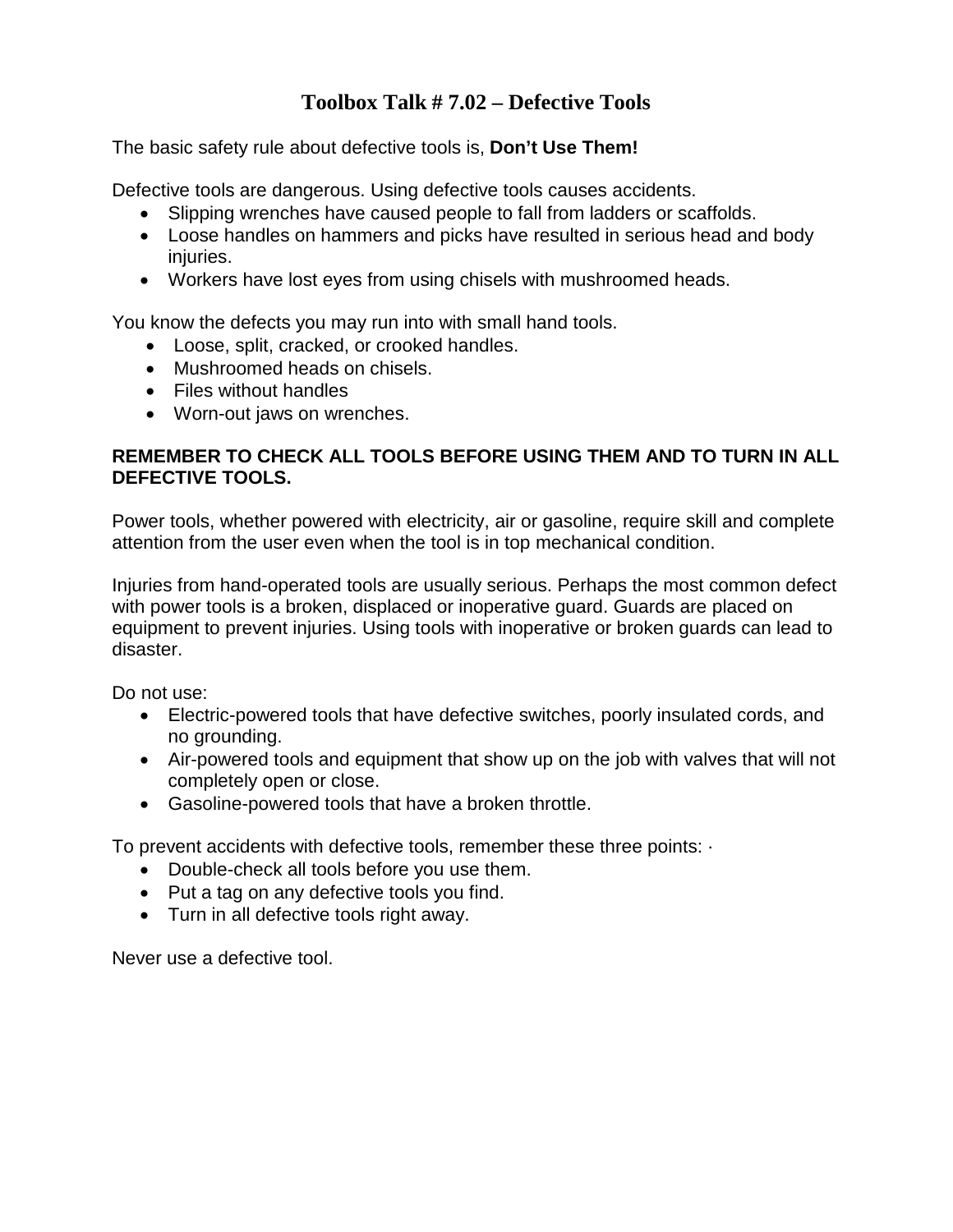# Toolbox Talk # 7.02 – Defective Tools

The basic safety rule about defective tools is, **Don't Use Them!**

Defective tools are dangerous. Using defective tools causes accidents.

- Slipping wrenches have caused people to fall from ladders or scaffolds.
- Loose handles on hammers and picks have resulted in serious head and body injuries.
- Workers have lost eyes from using chisels with mushroomed heads.

You know the defects you may run into with small hand tools.

- Loose, split, cracked, or crooked handles.
- Mushroomed heads on chisels.
- Files without handles
- Worn-out jaws on wrenches.

**REMEMBER TO CHECK ALL TOOLS BEFORE USING THEM AND TO TURN IN ALL DEFECTIVE TOOLS.**

Power tools, whether powered with electricity, air or gasoline, require skill and complete attention from the user even when the tool is in top mechanical condition.

Injuries from hand-operated tools are usually serious. Perhaps the most common defect with power tools is a broken, displaced or inoperative guard. Guards are placed on equipment to prevent injuries. Using tools with inoperative or broken guards can lead to disaster.

Do not use:

- Electric-powered tools that have defective switches, poorly insulated cords, and no grounding.
- Air-powered tools and equipment that show up on the job with valves that will not completely open or close.
- Gasoline-powered tools that have a broken throttle.

To prevent accidents with defective tools, remember these three points: ·

- Double-check all tools before you use them.
- Put a tag on any defective tools you find.
- Turn in all defective tools right away.

Never use a defective tool.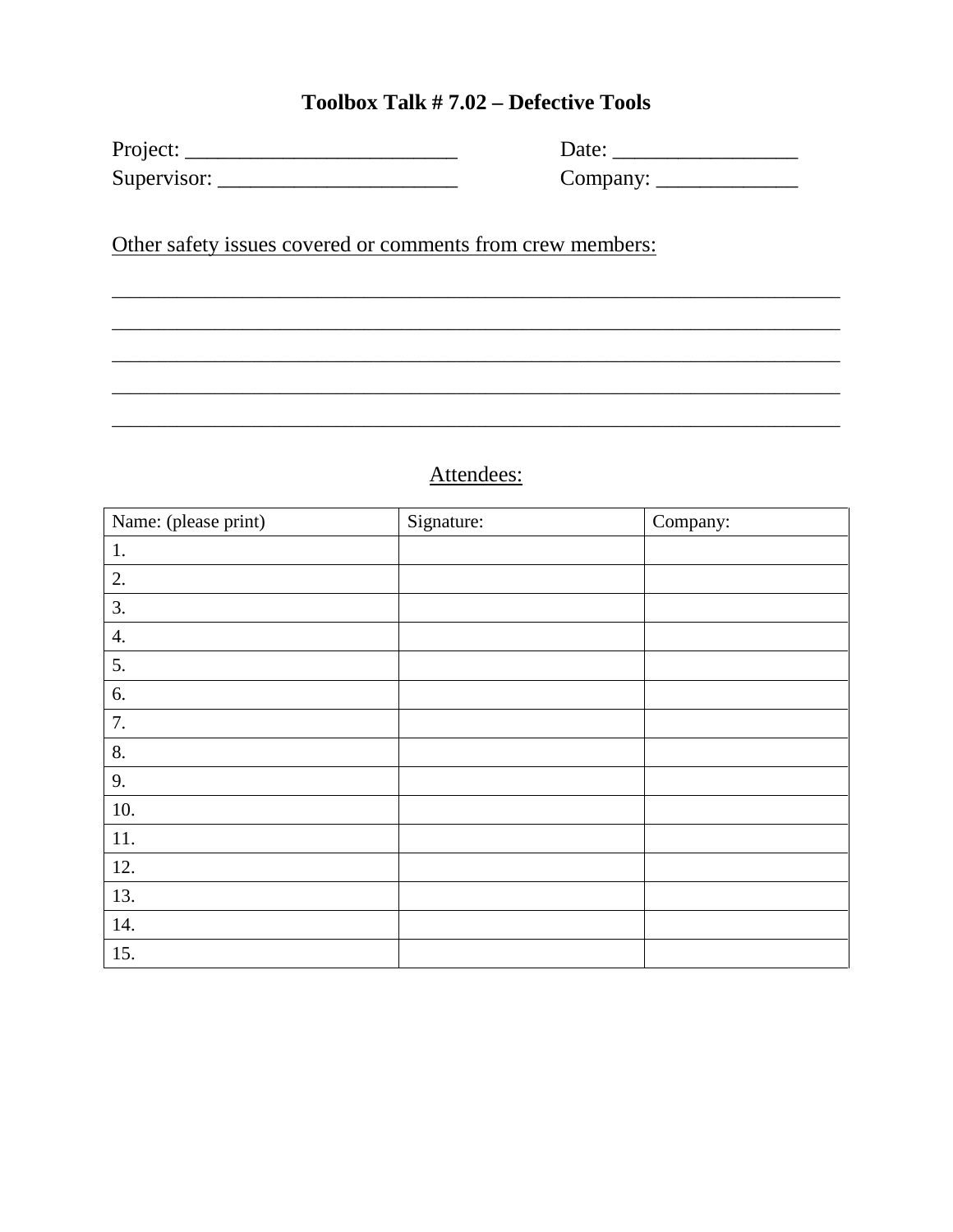# Toolbox Talk # 7.02 – Defective Tools

Project: _________________________ Date: _________________

Supervisor: ______________________ Company: _____________

Other safety issues covered or comments from crew members:

_____________________________________________________________________

_____________________________________________________________________

_____________________________________________________________________

_____________________________________________________________________

_____________________________________________________________________

## Attendees:

| Name: (please print) | Signature: | Company: |
|---|---|---|
| 1. | | |
| 2. | | |
| 3. | | |
| 4. | | |
| 5. | | |
| 6. | | |
| 7. | | |
| 8. | | |
| 9. | | |
| 10. | | |
| 11. | | |
| 12. | | |
| 13. | | |
| 14. | | |
| 15. | | |